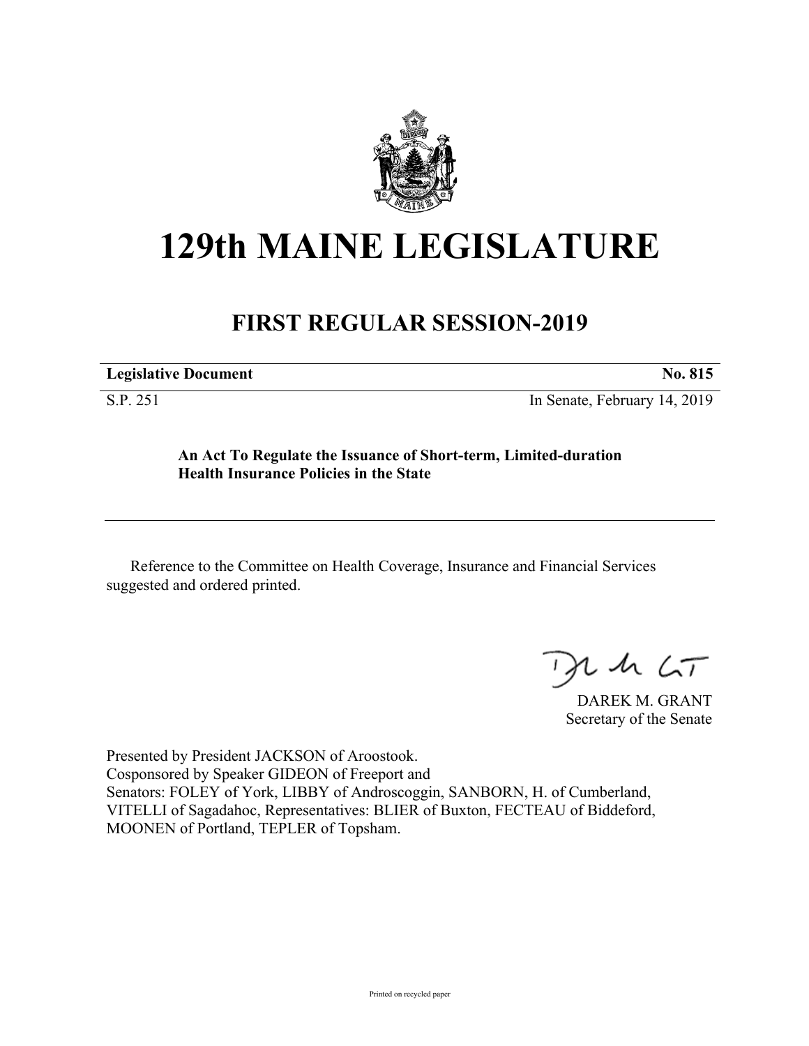# 129th MAINE LEGISLATURE

## FIRST REGULAR SESSION-2019

**Legislative Document** **No. 815**

S.P. 251 In Senate, February 14, 2019

**An Act To Regulate the Issuance of Short-term, Limited-duration Health Insurance Policies in the State**

Reference to the Committee on Health Coverage, Insurance and Financial Services suggested and ordered printed.

DAREK M. GRANT
Secretary of the Senate

Presented by President JACKSON of Aroostook.
Cosponsored by Speaker GIDEON of Freeport and
Senators: FOLEY of York, LIBBY of Androscoggin, SANBORN, H. of Cumberland, VITELLI of Sagadahoc, Representatives: BLIER of Buxton, FECTEAU of Biddeford, MOONEN of Portland, TEPLER of Topsham.

Printed on recycled paper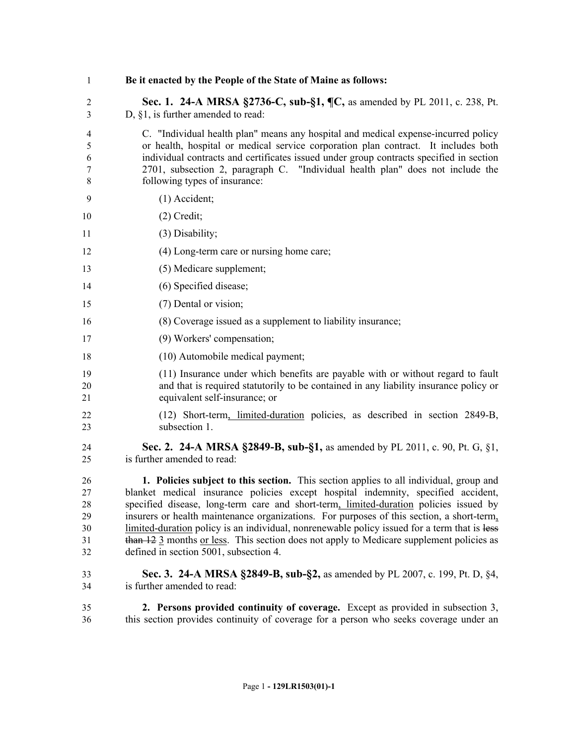**Be it enacted by the People of the State of Maine as follows:**

**Sec. 1. 24-A MRSA §2736-C, sub-§1, ¶C,** as amended by PL 2011, c. 238, Pt. D, §1, is further amended to read:

C. "Individual health plan" means any hospital and medical expense-incurred policy or health, hospital or medical service corporation plan contract. It includes both individual contracts and certificates issued under group contracts specified in section 2701, subsection 2, paragraph C. "Individual health plan" does not include the following types of insurance:

(1) Accident;

(2) Credit;

(3) Disability;

(4) Long-term care or nursing home care;

(5) Medicare supplement;

(6) Specified disease;

(7) Dental or vision;

(8) Coverage issued as a supplement to liability insurance;

(9) Workers' compensation;

(10) Automobile medical payment;

(11) Insurance under which benefits are payable with or without regard to fault and that is required statutorily to be contained in any liability insurance policy or equivalent self-insurance; or

(12) Short-term, limited-duration policies, as described in section 2849-B, subsection 1.

**Sec. 2. 24-A MRSA §2849-B, sub-§1,** as amended by PL 2011, c. 90, Pt. G, §1, is further amended to read:

**1. Policies subject to this section.** This section applies to all individual, group and blanket medical insurance policies except hospital indemnity, specified accident, specified disease, long-term care and short-term, limited-duration policies issued by insurers or health maintenance organizations. For purposes of this section, a short-term, limited-duration policy is an individual, nonrenewable policy issued for a term that is ~~less than 12~~ 3 months or less. This section does not apply to Medicare supplement policies as defined in section 5001, subsection 4.

**Sec. 3. 24-A MRSA §2849-B, sub-§2,** as amended by PL 2007, c. 199, Pt. D, §4, is further amended to read:

**2. Persons provided continuity of coverage.** Except as provided in subsection 3, this section provides continuity of coverage for a person who seeks coverage under an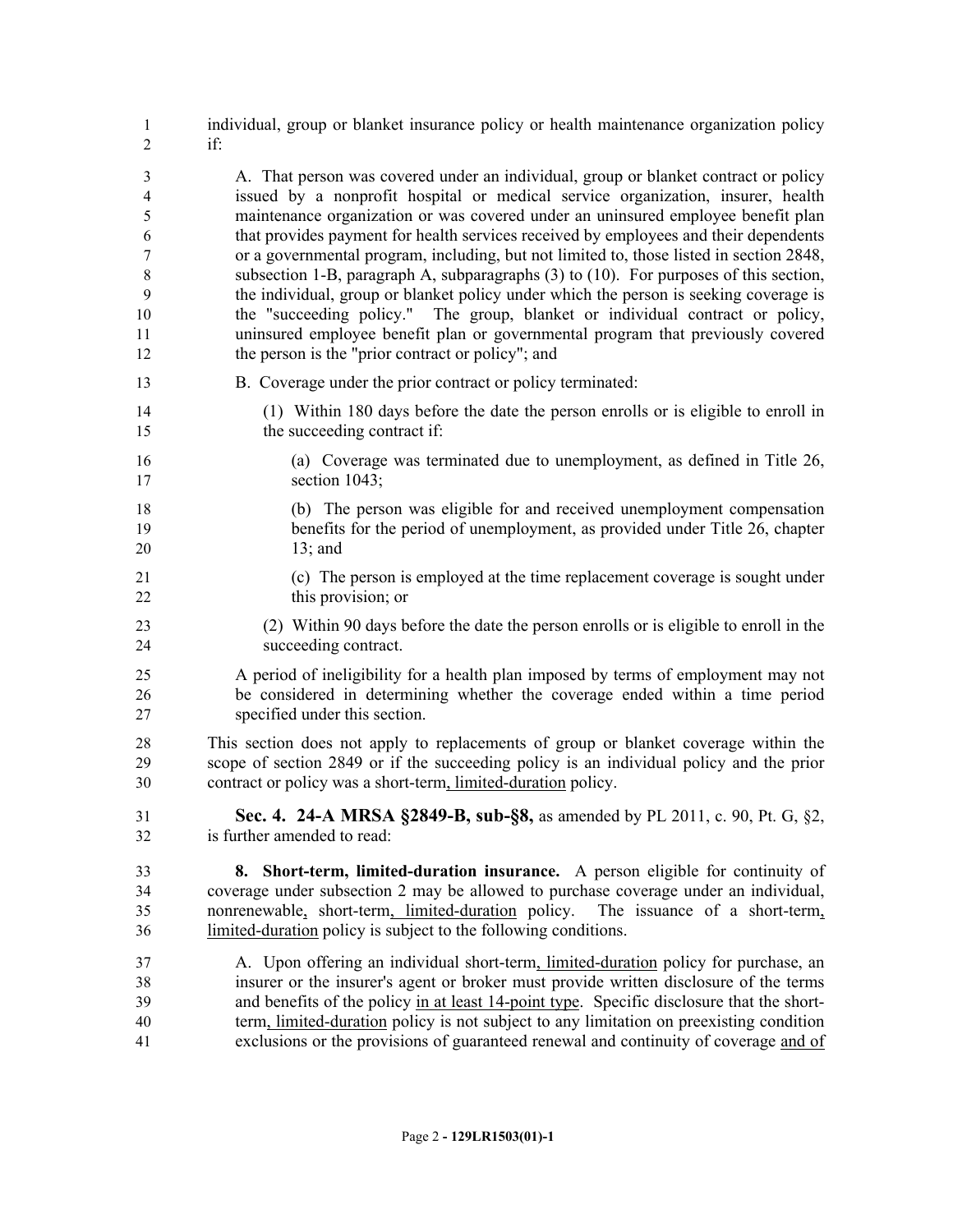individual, group or blanket insurance policy or health maintenance organization policy if:

A. That person was covered under an individual, group or blanket contract or policy issued by a nonprofit hospital or medical service organization, insurer, health maintenance organization or was covered under an uninsured employee benefit plan that provides payment for health services received by employees and their dependents or a governmental program, including, but not limited to, those listed in section 2848, subsection 1-B, paragraph A, subparagraphs (3) to (10). For purposes of this section, the individual, group or blanket policy under which the person is seeking coverage is the "succeeding policy." The group, blanket or individual contract or policy, uninsured employee benefit plan or governmental program that previously covered the person is the "prior contract or policy"; and

B. Coverage under the prior contract or policy terminated:

(1) Within 180 days before the date the person enrolls or is eligible to enroll in the succeeding contract if:

(a) Coverage was terminated due to unemployment, as defined in Title 26, section 1043;

(b) The person was eligible for and received unemployment compensation benefits for the period of unemployment, as provided under Title 26, chapter 13; and

(c) The person is employed at the time replacement coverage is sought under this provision; or

(2) Within 90 days before the date the person enrolls or is eligible to enroll in the succeeding contract.

A period of ineligibility for a health plan imposed by terms of employment may not be considered in determining whether the coverage ended within a time period specified under this section.

This section does not apply to replacements of group or blanket coverage within the scope of section 2849 or if the succeeding policy is an individual policy and the prior contract or policy was a short-term, limited-duration policy.

**Sec. 4. 24-A MRSA §2849-B, sub-§8,** as amended by PL 2011, c. 90, Pt. G, §2, is further amended to read:

**8. Short-term, limited-duration insurance.** A person eligible for continuity of coverage under subsection 2 may be allowed to purchase coverage under an individual, nonrenewable, short-term, limited-duration policy. The issuance of a short-term, limited-duration policy is subject to the following conditions.

A. Upon offering an individual short-term, limited-duration policy for purchase, an insurer or the insurer's agent or broker must provide written disclosure of the terms and benefits of the policy in at least 14-point type. Specific disclosure that the short-term, limited-duration policy is not subject to any limitation on preexisting condition exclusions or the provisions of guaranteed renewal and continuity of coverage and of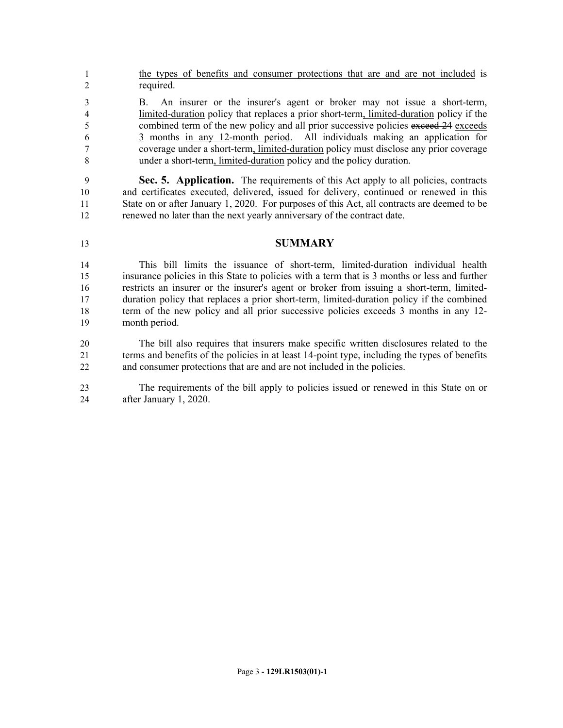the types of benefits and consumer protections that are and are not included is required.

B. An insurer or the insurer's agent or broker may not issue a short-term, limited-duration policy that replaces a prior short-term, limited-duration policy if the combined term of the new policy and all prior successive policies ~~exceed 24~~ exceeds 3 months in any 12-month period. All individuals making an application for coverage under a short-term, limited-duration policy must disclose any prior coverage under a short-term, limited-duration policy and the policy duration.

**Sec. 5. Application.** The requirements of this Act apply to all policies, contracts and certificates executed, delivered, issued for delivery, continued or renewed in this State on or after January 1, 2020. For purposes of this Act, all contracts are deemed to be renewed no later than the next yearly anniversary of the contract date.

## SUMMARY

This bill limits the issuance of short-term, limited-duration individual health insurance policies in this State to policies with a term that is 3 months or less and further restricts an insurer or the insurer's agent or broker from issuing a short-term, limited-duration policy that replaces a prior short-term, limited-duration policy if the combined term of the new policy and all prior successive policies exceeds 3 months in any 12-month period.

The bill also requires that insurers make specific written disclosures related to the terms and benefits of the policies in at least 14-point type, including the types of benefits and consumer protections that are and are not included in the policies.

The requirements of the bill apply to policies issued or renewed in this State on or after January 1, 2020.